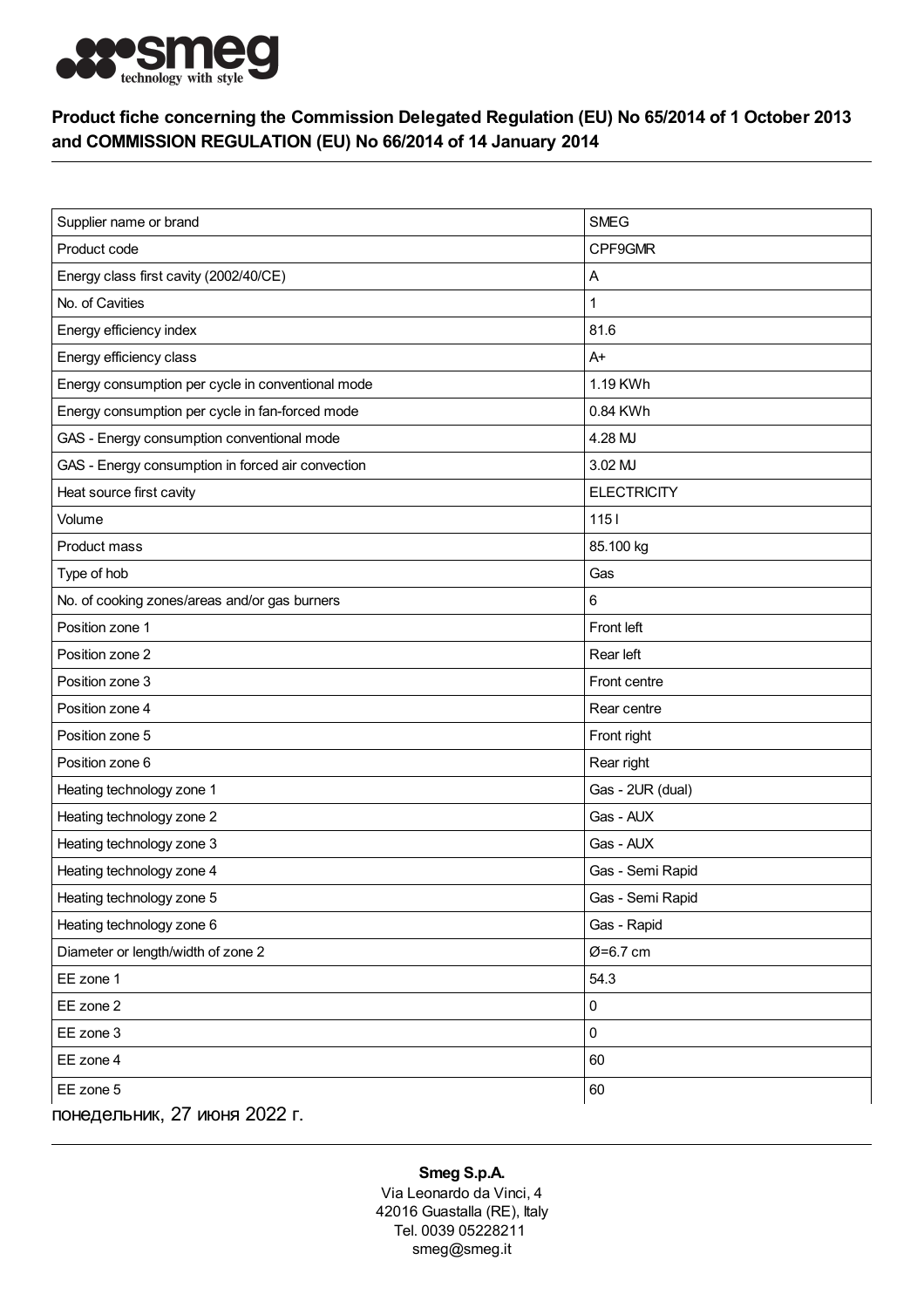**smeg** technology with style

## Product fiche concerning the Commission Delegated Regulation (EU) No 65/2014 of 1 October 2013 and COMMISSION REGULATION (EU) No 66/2014 of 14 January 2014

| | |
|---|---|
| Supplier name or brand | SMEG |
| Product code | CPF9GMR |
| Energy class first cavity (2002/40/CE) | A |
| No. of Cavities | 1 |
| Energy efficiency index | 81.6 |
| Energy efficiency class | A+ |
| Energy consumption per cycle in conventional mode | 1.19 KWh |
| Energy consumption per cycle in fan-forced mode | 0.84 KWh |
| GAS - Energy consumption conventional mode | 4.28 MJ |
| GAS - Energy consumption in forced air convection | 3.02 MJ |
| Heat source first cavity | ELECTRICITY |
| Volume | 115 l |
| Product mass | 85.100 kg |
| Type of hob | Gas |
| No. of cooking zones/areas and/or gas burners | 6 |
| Position zone 1 | Front left |
| Position zone 2 | Rear left |
| Position zone 3 | Front centre |
| Position zone 4 | Rear centre |
| Position zone 5 | Front right |
| Position zone 6 | Rear right |
| Heating technology zone 1 | Gas - 2UR (dual) |
| Heating technology zone 2 | Gas - AUX |
| Heating technology zone 3 | Gas - AUX |
| Heating technology zone 4 | Gas - Semi Rapid |
| Heating technology zone 5 | Gas - Semi Rapid |
| Heating technology zone 6 | Gas - Rapid |
| Diameter or length/width of zone 2 | Ø=6.7 cm |
| EE zone 1 | 54.3 |
| EE zone 2 | 0 |
| EE zone 3 | 0 |
| EE zone 4 | 60 |
| EE zone 5 | 60 |

понедельник, 27 июня 2022 г.

**Smeg S.p.A.**
Via Leonardo da Vinci, 4
42016 Guastalla (RE), Italy
Tel. 0039 05228211
smeg@smeg.it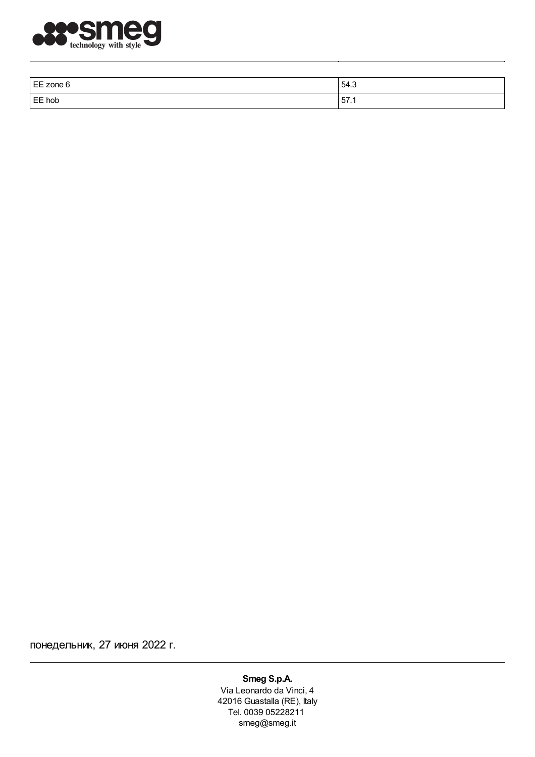| | |
|---|---|
| EE zone 6 | 54.3 |
| EE hob | 57.1 |

понедельник, 27 июня 2022 г.

**Smeg S.p.A.**
Via Leonardo da Vinci, 4
42016 Guastalla (RE), Italy
Tel. 0039 05228211
smeg@smeg.it